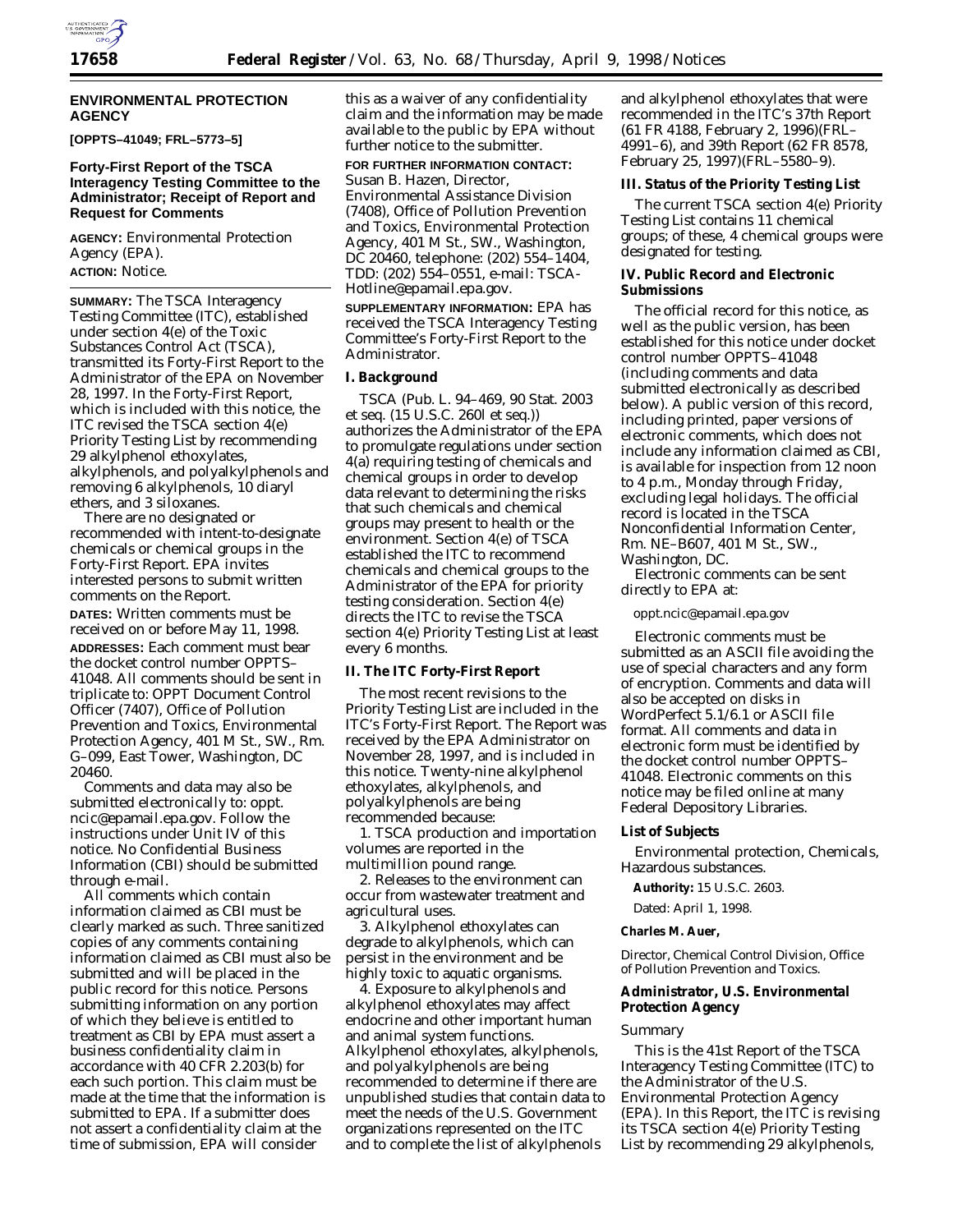## ENVIRONMENTAL PROTECTION AGENCY

**[OPPTS–41049; FRL–5773–5]**

### Forty-First Report of the TSCA Interagency Testing Committee to the Administrator; Receipt of Report and Request for Comments

**AGENCY:** Environmental Protection Agency (EPA).

**ACTION:** Notice.

**SUMMARY:** The TSCA Interagency Testing Committee (ITC), established under section 4(e) of the Toxic Substances Control Act (TSCA), transmitted its Forty-First Report to the Administrator of the EPA on November 28, 1997. In the Forty-First Report, which is included with this notice, the ITC revised the TSCA section 4(e) Priority Testing List by recommending 29 alkylphenol ethoxylates, alkylphenols, and polyalkylphenols and removing 6 alkylphenols, 10 diaryl ethers, and 3 siloxanes.

There are no designated or recommended with intent-to-designate chemicals or chemical groups in the Forty-First Report. EPA invites interested persons to submit written comments on the Report.

**DATES:** Written comments must be received on or before May 11, 1998.

**ADDRESSES:** Each comment must bear the docket control number OPPTS–41048. All comments should be sent in triplicate to: OPPT Document Control Officer (7407), Office of Pollution Prevention and Toxics, Environmental Protection Agency, 401 M St., SW., Rm. G–099, East Tower, Washington, DC 20460.

Comments and data may also be submitted electronically to: oppt.ncic@epamail.epa.gov. Follow the instructions under Unit IV of this notice. No Confidential Business Information (CBI) should be submitted through e-mail.

All comments which contain information claimed as CBI must be clearly marked as such. Three sanitized copies of any comments containing information claimed as CBI must also be submitted and will be placed in the public record for this notice. Persons submitting information on any portion of which they believe is entitled to treatment as CBI by EPA must assert a business confidentiality claim in accordance with 40 CFR 2.203(b) for each such portion. This claim must be made at the time that the information is submitted to EPA. If a submitter does not assert a confidentiality claim at the time of submission, EPA will consider this as a waiver of any confidentiality claim and the information may be made available to the public by EPA without further notice to the submitter.

**FOR FURTHER INFORMATION CONTACT:** Susan B. Hazen, Director, Environmental Assistance Division (7408), Office of Pollution Prevention and Toxics, Environmental Protection Agency, 401 M St., SW., Washington, DC 20460, telephone: (202) 554–1404, TDD: (202) 554–0551, e-mail: TSCA-Hotline@epamail.epa.gov.

**SUPPLEMENTARY INFORMATION:** EPA has received the TSCA Interagency Testing Committee's Forty-First Report to the Administrator.

#### I. Background

TSCA (Pub. L. 94–469, 90 Stat. 2003 et seq. (15 U.S.C. 260l et seq.)) authorizes the Administrator of the EPA to promulgate regulations under section 4(a) requiring testing of chemicals and chemical groups in order to develop data relevant to determining the risks that such chemicals and chemical groups may present to health or the environment. Section 4(e) of TSCA established the ITC to recommend chemicals and chemical groups to the Administrator of the EPA for priority testing consideration. Section 4(e) directs the ITC to revise the TSCA section 4(e) Priority Testing List at least every 6 months.

#### II. The ITC Forty-First Report

The most recent revisions to the Priority Testing List are included in the ITC's Forty-First Report. The Report was received by the EPA Administrator on November 28, 1997, and is included in this notice. Twenty-nine alkylphenol ethoxylates, alkylphenols, and polyalkylphenols are being recommended because:

1. TSCA production and importation volumes are reported in the multimillion pound range.

2. Releases to the environment can occur from wastewater treatment and agricultural uses.

3. Alkylphenol ethoxylates can degrade to alkylphenols, which can persist in the environment and be highly toxic to aquatic organisms.

4. Exposure to alkylphenols and alkylphenol ethoxylates may affect endocrine and other important human and animal system functions. Alkylphenol ethoxylates, alkylphenols, and polyalkylphenols are being recommended to determine if there are unpublished studies that contain data to meet the needs of the U.S. Government organizations represented on the ITC and to complete the list of alkylphenols and alkylphenol ethoxylates that were recommended in the ITC's 37th Report (61 FR 4188, February 2, 1996)(FRL–4991–6), and 39th Report (62 FR 8578, February 25, 1997)(FRL–5580–9).

#### III. Status of the Priority Testing List

The current TSCA section 4(e) Priority Testing List contains 11 chemical groups; of these, 4 chemical groups were designated for testing.

#### IV. Public Record and Electronic Submissions

The official record for this notice, as well as the public version, has been established for this notice under docket control number OPPTS–41048 (including comments and data submitted electronically as described below). A public version of this record, including printed, paper versions of electronic comments, which does not include any information claimed as CBI, is available for inspection from 12 noon to 4 p.m., Monday through Friday, excluding legal holidays. The official record is located in the TSCA Nonconfidential Information Center, Rm. NE–B607, 401 M St., SW., Washington, DC.

Electronic comments can be sent directly to EPA at:

oppt.ncic@epamail.epa.gov

Electronic comments must be submitted as an ASCII file avoiding the use of special characters and any form of encryption. Comments and data will also be accepted on disks in WordPerfect 5.1/6.1 or ASCII file format. All comments and data in electronic form must be identified by the docket control number OPPTS–41048. Electronic comments on this notice may be filed online at many Federal Depository Libraries.

#### List of Subjects

Environmental protection, Chemicals, Hazardous substances.

**Authority:** 15 U.S.C. 2603.

Dated: April 1, 1998.

**Charles M. Auer,**

*Director, Chemical Control Division, Office of Pollution Prevention and Toxics.*

#### Administrator, U.S. Environmental Protection Agency

*Summary*

This is the 41st Report of the TSCA Interagency Testing Committee (ITC) to the Administrator of the U.S. Environmental Protection Agency (EPA). In this Report, the ITC is revising its TSCA section 4(e) Priority Testing List by recommending 29 alkylphenols,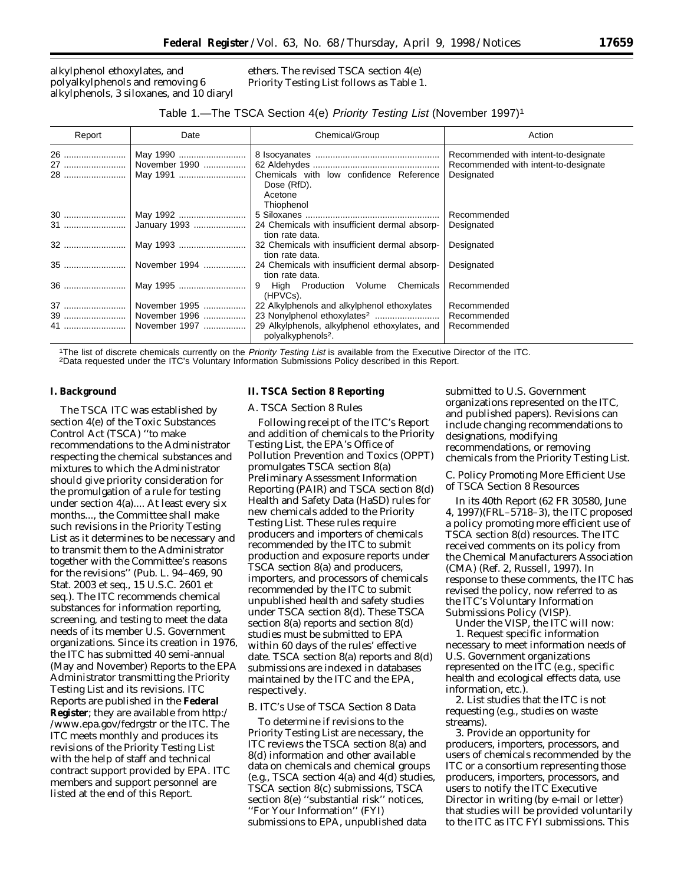alkylphenol ethoxylates, and polyalkylphenols and removing 6 alkylphenols, 3 siloxanes, and 10 diaryl ethers. The revised TSCA section 4(e) Priority Testing List follows as Table 1.

Table 1.—The TSCA Section 4(e) *Priority Testing List* (November 1997)[1]

| Report | Date | Chemical/Group | Action |
|---|---|---|---|
| 26 | May 1990 | 8 Isocyanates | Recommended with intent-to-designate |
| 27 | November 1990 | 62 Aldehydes | Recommended with intent-to-designate |
| 28 | May 1991 | Chemicals with low confidence Reference Dose (RfD). Acetone Thiophenol | Designated |
| 30 | May 1992 | 5 Siloxanes | Recommended |
| 31 | January 1993 | 24 Chemicals with insufficient dermal absorption rate data. | Designated |
| 32 | May 1993 | 32 Chemicals with insufficient dermal absorption rate data. | Designated |
| 35 | November 1994 | 24 Chemicals with insufficient dermal absorption rate data. | Designated |
| 36 | May 1995 | 9 High Production Volume Chemicals (HPVCs). | Recommended |
| 37 | November 1995 | 22 Alkylphenols and alkylphenol ethoxylates | Recommended |
| 39 | November 1996 | 23 Nonylphenol ethoxylates[2] | Recommended |
| 41 | November 1997 | 29 Alkylphenols, alkylphenol ethoxylates, and polyalkylphenols[2]. | Recommended |

[1]The list of discrete chemicals currently on the *Priority Testing List* is available from the Executive Director of the ITC.
[2]Data requested under the ITC's Voluntary Information Submissions Policy described in this Report.

## I. Background

The TSCA ITC was established by section 4(e) of the Toxic Substances Control Act (TSCA) ''to make recommendations to the Administrator respecting the chemical substances and mixtures to which the Administrator should give priority consideration for the promulgation of a rule for testing under section 4(a).... At least every six months..., the Committee shall make such revisions in the Priority Testing List as it determines to be necessary and to transmit them to the Administrator together with the Committee's reasons for the revisions'' (Pub. L. 94–469, 90 Stat. 2003 et seq., 15 U.S.C. 2601 et seq.). The ITC recommends chemical substances for information reporting, screening, and testing to meet the data needs of its member U.S. Government organizations. Since its creation in 1976, the ITC has submitted 40 semi-annual (May and November) Reports to the EPA Administrator transmitting the Priority Testing List and its revisions. ITC Reports are published in the **Federal Register**; they are available from http://www.epa.gov/fedrgstr or the ITC. The ITC meets monthly and produces its revisions of the Priority Testing List with the help of staff and technical contract support provided by EPA. ITC members and support personnel are listed at the end of this Report.

## II. TSCA Section 8 Reporting

### A. TSCA Section 8 Rules

Following receipt of the ITC's Report and addition of chemicals to the Priority Testing List, the EPA's Office of Pollution Prevention and Toxics (OPPT) promulgates TSCA section 8(a) Preliminary Assessment Information Reporting (PAIR) and TSCA section 8(d) Health and Safety Data (HaSD) rules for new chemicals added to the Priority Testing List. These rules require producers and importers of chemicals recommended by the ITC to submit production and exposure reports under TSCA section 8(a) and producers, importers, and processors of chemicals recommended by the ITC to submit unpublished health and safety studies under TSCA section 8(d). These TSCA section 8(a) reports and section 8(d) studies must be submitted to EPA within 60 days of the rules' effective date. TSCA section 8(a) reports and 8(d) submissions are indexed in databases maintained by the ITC and the EPA, respectively.

### B. ITC's Use of TSCA Section 8 Data

To determine if revisions to the Priority Testing List are necessary, the ITC reviews the TSCA section 8(a) and 8(d) information and other available data on chemicals and chemical groups (e.g., TSCA section 4(a) and 4(d) studies, TSCA section 8(c) submissions, TSCA section 8(e) ''substantial risk'' notices, ''For Your Information'' (FYI) submissions to EPA, unpublished data submitted to U.S. Government organizations represented on the ITC, and published papers). Revisions can include changing recommendations to designations, modifying recommendations, or removing chemicals from the Priority Testing List.

### C. Policy Promoting More Efficient Use of TSCA Section 8 Resources

In its 40th Report (62 FR 30580, June 4, 1997)(FRL–5718–3), the ITC proposed a policy promoting more efficient use of TSCA section 8(d) resources. The ITC received comments on its policy from the Chemical Manufacturers Association (CMA) (Ref. 2, Russell, 1997). In response to these comments, the ITC has revised the policy, now referred to as the ITC's Voluntary Information Submissions Policy (VISP).

Under the VISP, the ITC will now:

1. Request specific information necessary to meet information needs of U.S. Government organizations represented on the ITC (e.g., specific health and ecological effects data, use information, etc.).

2. List studies that the ITC is not requesting (e.g., studies on waste streams).

3. Provide an opportunity for producers, importers, processors, and users of chemicals recommended by the ITC or a consortium representing those producers, importers, processors, and users to notify the ITC Executive Director in writing (by e-mail or letter) that studies will be provided voluntarily to the ITC as ITC FYI submissions. This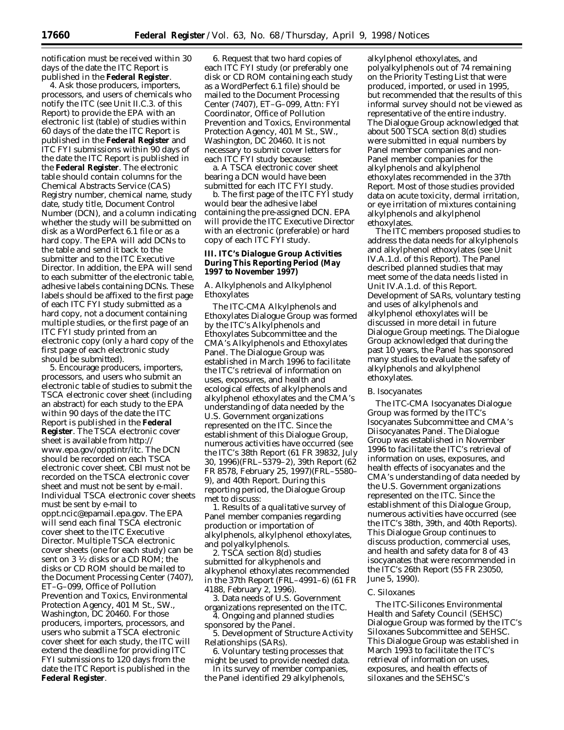notification must be received within 30 days of the date the ITC Report is published in the **Federal Register**.

4. Ask those producers, importers, processors, and users of chemicals who notify the ITC (see Unit II.C.3. of this Report) to provide the EPA with an electronic list (table) of studies within 60 days of the date the ITC Report is published in the **Federal Register** and ITC FYI submissions within 90 days of the date the ITC Report is published in the **Federal Register**. The electronic table should contain columns for the Chemical Abstracts Service (CAS) Registry number, chemical name, study date, study title, Document Control Number (DCN), and a column indicating whether the study will be submitted on disk as a WordPerfect 6.1 file or as a hard copy. The EPA will add DCNs to the table and send it back to the submitter and to the ITC Executive Director. In addition, the EPA will send to each submitter of the electronic table, adhesive labels containing DCNs. These labels should be affixed to the first page of each ITC FYI study submitted as a hard copy, not a document containing multiple studies, or the first page of an ITC FYI study printed from an electronic copy (only a hard copy of the first page of each electronic study should be submitted).

5. Encourage producers, importers, processors, and users who submit an electronic table of studies to submit the TSCA electronic cover sheet (including an abstract) for each study to the EPA within 90 days of the date the ITC Report is published in the **Federal Register**. The TSCA electronic cover sheet is available from http://www.epa.gov/opptintr/itc. The DCN should be recorded on each TSCA electronic cover sheet. CBI must not be recorded on the TSCA electronic cover sheet and must not be sent by e-mail. Individual TSCA electronic cover sheets must be sent by e-mail to oppt.ncic@epamail.epa.gov. The EPA will send each final TSCA electronic cover sheet to the ITC Executive Director. Multiple TSCA electronic cover sheets (one for each study) can be sent on 3 ½ disks or a CD ROM; the disks or CD ROM should be mailed to the Document Processing Center (7407), ET–G–099, Office of Pollution Prevention and Toxics, Environmental Protection Agency, 401 M St., SW., Washington, DC 20460. For those producers, importers, processors, and users who submit a TSCA electronic cover sheet for each study, the ITC will extend the deadline for providing ITC FYI submissions to 120 days from the date the ITC Report is published in the **Federal Register**.

6. Request that two hard copies of each ITC FYI study (or preferably one disk or CD ROM containing each study as a WordPerfect 6.1 file) should be mailed to the Document Processing Center (7407), ET–G–099, Attn: FYI Coordinator, Office of Pollution Prevention and Toxics, Environmental Protection Agency, 401 M St., SW., Washington, DC 20460. It is not necessary to submit cover letters for each ITC FYI study because:

a. A TSCA electronic cover sheet bearing a DCN would have been submitted for each ITC FYI study.

b. The first page of the ITC FYI study would bear the adhesive label containing the pre-assigned DCN. EPA will provide the ITC Executive Director with an electronic (preferable) or hard copy of each ITC FYI study.

## III. ITC's Dialogue Group Activities During This Reporting Period (May 1997 to November 1997)

### A. Alkylphenols and Alkylphenol Ethoxylates

The ITC-CMA Alkylphenols and Ethoxylates Dialogue Group was formed by the ITC's Alkylphenols and Ethoxylates Subcommittee and the CMA's Alkylphenols and Ethoxylates Panel. The Dialogue Group was established in March 1996 to facilitate the ITC's retrieval of information on uses, exposures, and health and ecological effects of alkylphenols and alkylphenol ethoxylates and the CMA's understanding of data needed by the U.S. Government organizations represented on the ITC. Since the establishment of this Dialogue Group, numerous activities have occurred (see the ITC's 38th Report (61 FR 39832, July 30, 1996)(FRL–5379–2), 39th Report (62 FR 8578, February 25, 1997)(FRL–5580–9), and 40th Report. During this reporting period, the Dialogue Group met to discuss:

1. Results of a qualitative survey of Panel member companies regarding production or importation of alkylphenols, alkylphenol ethoxylates, and polyalkylphenols.

2. TSCA section 8(d) studies submitted for alkyphenols and alkyphenol ethoxylates recommended in the 37th Report (FRL–4991–6) (61 FR 4188, February 2, 1996).

3. Data needs of U.S. Government organizations represented on the ITC.

4. Ongoing and planned studies sponsored by the Panel.

5. Development of Structure Activity Relationships (SARs).

6. Voluntary testing processes that might be used to provide needed data.

In its survey of member companies, the Panel identified 29 alkylphenols, alkylphenol ethoxylates, and polyalkylphenols out of 74 remaining on the Priority Testing List that were produced, imported, or used in 1995, but recommended that the results of this informal survey should not be viewed as representative of the entire industry. The Dialogue Group acknowledged that about 500 TSCA section 8(d) studies were submitted in equal numbers by Panel member companies and non-Panel member companies for the alkylphenols and alkylphenol ethoxylates recommended in the 37th Report. Most of those studies provided data on acute toxicity, dermal irritation, or eye irritation of mixtures containing alkylphenols and alkylphenol ethoxylates.

The ITC members proposed studies to address the data needs for alkylphenols and alkylphenol ethoxylates (see Unit IV.A.1.d. of this Report). The Panel described planned studies that may meet some of the data needs listed in Unit IV.A.1.d. of this Report. Development of SARs, voluntary testing and uses of alkylphenols and alkylphenol ethoxylates will be discussed in more detail in future Dialogue Group meetings. The Dialogue Group acknowledged that during the past 10 years, the Panel has sponsored many studies to evaluate the safety of alkylphenols and alkylphenol ethoxylates.

### B. Isocyanates

The ITC-CMA Isocyanates Dialogue Group was formed by the ITC's Isocyanates Subcommittee and CMA's Diisocyanates Panel. The Dialogue Group was established in November 1996 to facilitate the ITC's retrieval of information on uses, exposures, and health effects of isocyanates and the CMA's understanding of data needed by the U.S. Government organizations represented on the ITC. Since the establishment of this Dialogue Group, numerous activities have occurred (see the ITC's 38th, 39th, and 40th Reports). This Dialogue Group continues to discuss production, commercial uses, and health and safety data for 8 of 43 isocyanates that were recommended in the ITC's 26th Report (55 FR 23050, June 5, 1990).

### C. Siloxanes

The ITC-Silicones Environmental Health and Safety Council (SEHSC) Dialogue Group was formed by the ITC's Siloxanes Subcommittee and SEHSC. This Dialogue Group was established in March 1993 to facilitate the ITC's retrieval of information on uses, exposures, and health effects of siloxanes and the SEHSC's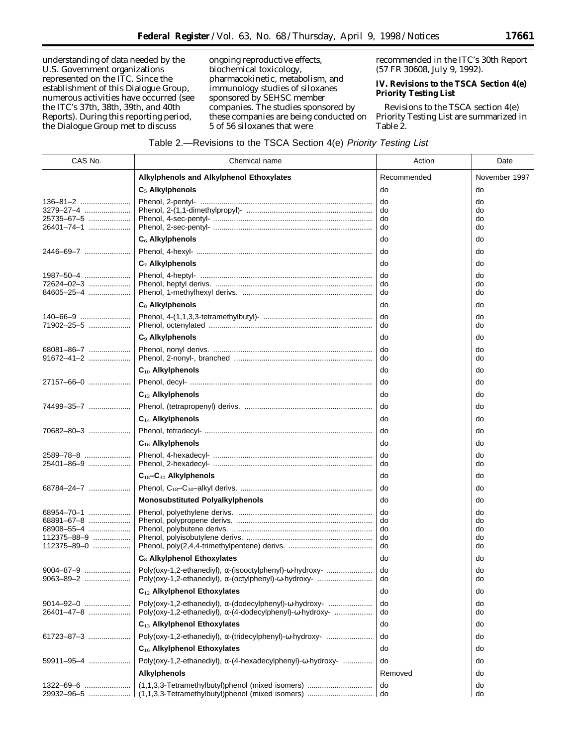understanding of data needed by the U.S. Government organizations represented on the ITC. Since the establishment of this Dialogue Group, numerous activities have occurred (see the ITC's 37th, 38th, 39th, and 40th Reports). During this reporting period, the Dialogue Group met to discuss ongoing reproductive effects, biochemical toxicology, pharmacokinetic, metabolism, and immunology studies of siloxanes sponsored by SEHSC member companies. The studies sponsored by these companies are being conducted on 5 of 56 siloxanes that were recommended in the ITC's 30th Report (57 FR 30608, July 9, 1992).

## IV. Revisions to the TSCA Section 4(e) Priority Testing List

Revisions to the TSCA section 4(e) Priority Testing List are summarized in Table 2.

Table 2.—Revisions to the TSCA Section 4(e) *Priority Testing List*

| CAS No. | Chemical name | Action | Date |
|---|---|---|---|
| | **Alkylphenols and Alkylphenol Ethoxylates** | Recommended | November 1997 |
| | **$C_5$ Alkylphenols** | do | do |
| 136–81–2 | Phenol, 2-pentyl- | do | do |
| 3279–27–4 | Phenol, 2-(1,1-dimethylpropyl)- | do | do |
| 25735–67–5 | Phenol, 4-sec-pentyl- | do | do |
| 26401–74–1 | Phenol, 2-sec-pentyl- | do | do |
| | **$C_6$ Alkylphenols** | do | do |
| 2446–69–7 | Phenol, 4-hexyl- | do | do |
| | **$C_7$ Alkylphenols** | do | do |
| 1987–50–4 | Phenol, 4-heptyl- | do | do |
| 72624–02–3 | Phenol, heptyl derivs. | do | do |
| 84605–25–4 | Phenol, 1-methylhexyl derivs. | do | do |
| | **$C_8$ Alkylphenols** | do | do |
| 140–66–9 | Phenol, 4-(1,1,3,3-tetramethylbutyl)- | do | do |
| 71902–25–5 | Phenol, octenylated | do | do |
| | **$C_9$ Alkylphenols** | do | do |
| 68081–86–7 | Phenol, nonyl derivs. | do | do |
| 91672–41–2 | Phenol, 2-nonyl-, branched | do | do |
| | **$C_{10}$ Alkylphenols** | do | do |
| 27157–66–0 | Phenol, decyl- | do | do |
| | **$C_{12}$ Alkylphenols** | do | do |
| 74499–35–7 | Phenol, (tetrapropenyl) derivs. | do | do |
| | **$C_{14}$ Alkylphenols** | do | do |
| 70682–80–3 | Phenol, tetradecyl- | do | do |
| | **$C_{16}$ Alkylphenols** | do | do |
| 2589–78–8 | Phenol, 4-hexadecyl- | do | do |
| 25401–86–9 | Phenol, 2-hexadecyl- | do | do |
| | **$C_{18}$–$C_{30}$ Alkylphenols** | do | do |
| 68784–24–7 | Phenol, $C_{18}$–$C_{30}$–alkyl derivs. | do | do |
| | **Monosubstituted Polyalkylphenols** | do | do |
| 68954–70–1 | Phenol, polyethylene derivs. | do | do |
| 68891–67–8 | Phenol, polypropene derivs. | do | do |
| 68908–55–4 | Phenol, polybutene derivs. | do | do |
| 112375–88–9 | Phenol, polyisobutylene derivs. | do | do |
| 112375–89–0 | Phenol, poly(2,4,4-trimethylpentene) derivs. | do | do |
| | **$C_8$ Alkylphenol Ethoxylates** | do | do |
| 9004–87–9 | Poly(oxy-1,2-ethanediyl), α-(isooctylphenyl)-ω-hydroxy- | do | do |
| 9063–89–2 | Poly(oxy-1,2-ethanediyl), α-(octylphenyl)-ω-hydroxy- | do | do |
| | **$C_{12}$ Alkylphenol Ethoxylates** | do | do |
| 9014–92–0 | Poly(oxy-1,2-ethanediyl), α-(dodecylphenyl)-ω-hydroxy- | do | do |
| 26401–47–8 | Poly(oxy-1,2-ethanediyl), α-(4-dodecylphenyl)-ω-hydroxy- | do | do |
| | **$C_{13}$ Alkylphenol Ethoxylates** | do | do |
| 61723–87–3 | Poly(oxy-1,2-ethanediyl), α-(tridecylphenyl)-ω-hydroxy- | do | do |
| | **$C_{16}$ Alkylphenol Ethoxylates** | do | do |
| 59911–95–4 | Poly(oxy-1,2-ethanediyl), α-(4-hexadecylphenyl)-ω-hydroxy- | do | do |
| | **Alkylphenols** | Removed | do |
| 1322–69–6 | (1,1,3,3-Tetramethylbutyl)phenol (mixed isomers) | do | do |
| 29932–96–5 | (1,1,3,3-Tetramethylbutyl)phenol (mixed isomers) | do | do |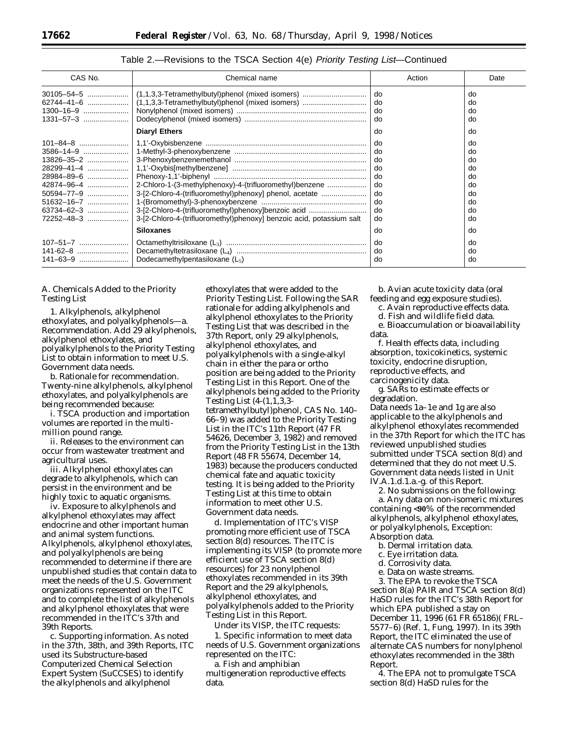Table 2.—Revisions to the TSCA Section 4(e) *Priority Testing List*—Continued

| CAS No. | Chemical name | Action | Date |
|---|---|---|---|
| 30105–54–5 | (1,1,3,3-Tetramethylbutyl)phenol (mixed isomers) | do | do |
| 62744–41–6 | (1,1,3,3-Tetramethylbutyl)phenol (mixed isomers) | do | do |
| 1300–16–9 | Nonylphenol (mixed isomers) | do | do |
| 1331–57–3 | Dodecylphenol (mixed isomers) | do | do |
| | **Diaryl Ethers** | do | do |
| 101–84–8 | 1,1'-Oxybisbenzene | do | do |
| 3586–14–9 | 1-Methyl-3-phenoxybenzene | do | do |
| 13826–35–2 | 3-Phenoxybenzenemethanol | do | do |
| 28299–41–4 | 1,1'-Oxybis[methylbenzene] | do | do |
| 28984–89–6 | Phenoxy-1,1'-biphenyl | do | do |
| 42874–96–4 | 2-Chloro-1-(3-methylphenoxy)-4-(trifluoromethyl)benzene | do | do |
| 50594–77–9 | 3-[2-Chloro-4-(trifluoromethyl)phenoxy] phenol, acetate | do | do |
| 51632–16–7 | 1-(Bromomethyl)-3-phenoxybenzene | do | do |
| 63734–62–3 | 3-[2-Chloro-4-(trifluoromethyl)phenoxy]benzoic acid | do | do |
| 72252–48–3 | 3-[2-Chloro-4-(trifluoromethyl)phenoxy] benzoic acid, potassium salt | do | do |
| | **Siloxanes** | do | do |
| 107–51–7 | Octamethyltrisiloxane ($L_3$) | do | do |
| 141-62–8 | Decamethyltetrasiloxane ($L_4$) | do | do |
| 141–63–9 | Dodecamethylpentasiloxane ($L_5$) | do | do |

A. Chemicals Added to the Priority Testing List

1. *Alkylphenols, alkylphenol ethoxylates, and polyalkylphenols*—a. *Recommendation*. Add 29 alkylphenols, alkylphenol ethoxylates, and polyalkylphenols to the Priority Testing List to obtain information to meet U.S. Government data needs.

b. *Rationale for recommendation*. Twenty-nine alkylphenols, alkylphenol ethoxylates, and polyalkylphenols are being recommended because:

i. TSCA production and importation volumes are reported in the multi-million pound range.

ii. Releases to the environment can occur from wastewater treatment and agricultural uses.

iii. Alkylphenol ethoxylates can degrade to alkylphenols, which can persist in the environment and be highly toxic to aquatic organisms.

iv. Exposure to alkylphenols and alkylphenol ethoxylates may affect endocrine and other important human and animal system functions. Alkylphenols, alkylphenol ethoxylates, and polyalkylphenols are being recommended to determine if there are unpublished studies that contain data to meet the needs of the U.S. Government organizations represented on the ITC and to complete the list of alkylphenols and alkylphenol ethoxylates that were recommended in the ITC's 37th and 39th Reports.

c. *Supporting information*. As noted in the 37th, 38th, and 39th Reports, ITC used its Substructure-based Computerized Chemical Selection Expert System (SuCCSES) to identify the alkylphenols and alkylphenol ethoxylates that were added to the Priority Testing List. Following the SAR rationale for adding alkylphenols and alkylphenol ethoxylates to the Priority Testing List that was described in the 37th Report, only 29 alkylphenols, alkylphenol ethoxylates, and polyalkylphenols with a single-alkyl chain in either the para or ortho position are being added to the Priority Testing List in this Report. One of the alkylphenols being added to the Priority Testing List (4-(1,1,3,3-tetramethylbutyl)phenol, CAS No. 140–66–9) was added to the Priority Testing List in the ITC's 11th Report (47 FR 54626, December 3, 1982) and removed from the Priority Testing List in the 13th Report (48 FR 55674, December 14, 1983) because the producers conducted chemical fate and aquatic toxicity testing. It is being added to the Priority Testing List at this time to obtain information to meet other U.S. Government data needs.

d. *Implementation of ITC's VISP promoting more efficient use of TSCA section 8(d) resources*. The ITC is implementing its VISP (to promote more efficient use of TSCA section 8(d) resources) for 23 nonylphenol ethoxylates recommended in its 39th Report and the 29 alkylphenols, alkylphenol ethoxylates, and polyalkylphenols added to the Priority Testing List in this Report.

Under its VISP, the ITC requests:

1. Specific information to meet data needs of U.S. Government organizations represented on the ITC:

a. Fish and amphibian multigeneration reproductive effects data.

b. Avian acute toxicity data (oral feeding and egg exposure studies).

c. Avain reproductive effects data.

d. Fish and wildlife field data.

e. Bioaccumulation or bioavailability data.

f. Health effects data, including absorption, toxicokinetics, systemic toxicity, endocrine disruption, reproductive effects, and carcinogenicity data.

g. SARs to estimate effects or degradation.

Data needs 1a–1e and 1g are also applicable to the alkylphenols and alkylphenol ethoxylates recommended in the 37th Report for which the ITC has reviewed unpublished studies submitted under TSCA section 8(d) and determined that they do not meet U.S. Government data needs listed in Unit IV.A.1.d.1.a.-g. of this Report.

2. No submissions on the following:

a. Any data on non-isomeric mixtures containing <90% of the recommended alkylphenols, alkylphenol ethoxylates, or polyalkylphenols, Exception: Absorption data.

b. Dermal irritation data.

c. Eye irritation data.

d. Corrosivity data.

e. Data on waste streams.

3. The EPA to revoke the TSCA section 8(a) PAIR and TSCA section 8(d) HaSD rules for the ITC's 38th Report for which EPA published a stay on December 11, 1996 (61 FR 65186)( FRL–5577–6) (Ref. 1, Fung, 1997). In its 39th Report, the ITC eliminated the use of alternate CAS numbers for nonylphenol ethoxylates recommended in the 38th Report.

4. The EPA not to promulgate TSCA section 8(d) HaSD rules for the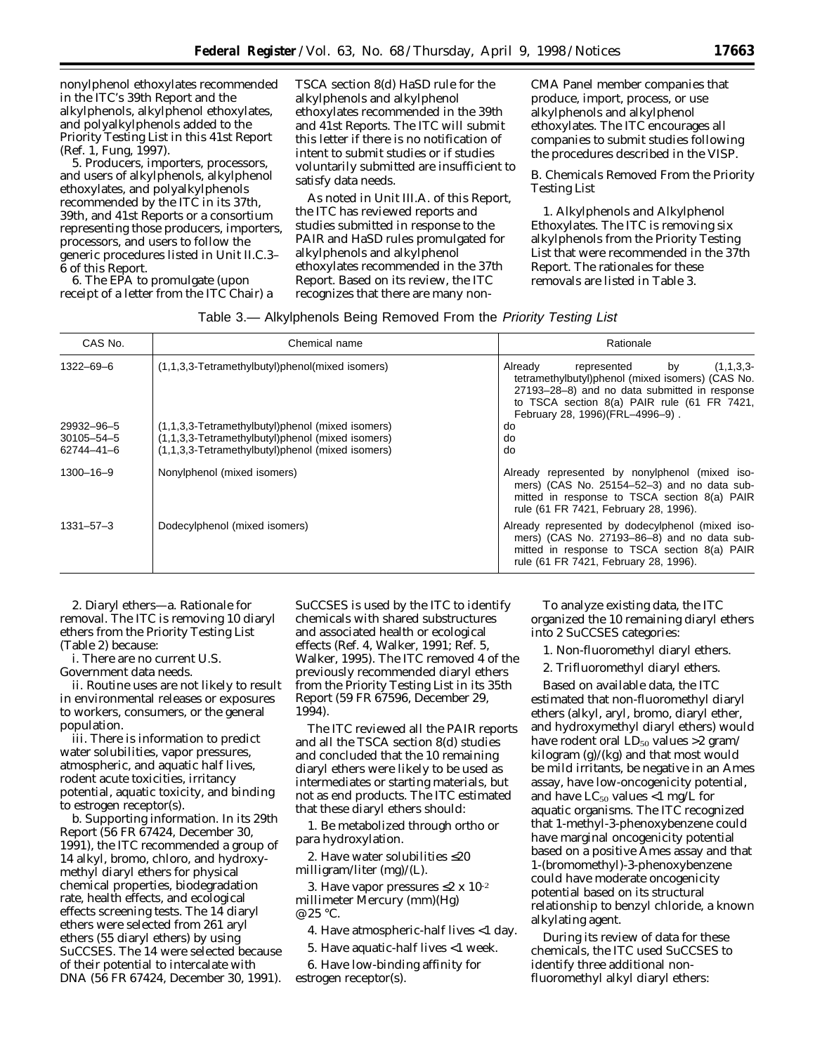nonylphenol ethoxylates recommended in the ITC's 39th Report and the alkylphenols, alkylphenol ethoxylates, and polyalkylphenols added to the Priority Testing List in this 41st Report (Ref. 1, Fung, 1997).

5. Producers, importers, processors, and users of alkylphenols, alkylphenol ethoxylates, and polyalkylphenols recommended by the ITC in its 37th, 39th, and 41st Reports or a consortium representing those producers, importers, processors, and users to follow the generic procedures listed in Unit II.C.3–6 of this Report.

6. The EPA to promulgate (upon receipt of a letter from the ITC Chair) a TSCA section 8(d) HaSD rule for the alkylphenols and alkylphenol ethoxylates recommended in the 39th and 41st Reports. The ITC will submit this letter if there is no notification of intent to submit studies or if studies voluntarily submitted are insufficient to satisfy data needs.

As noted in Unit III.A. of this Report, the ITC has reviewed reports and studies submitted in response to the PAIR and HaSD rules promulgated for alkylphenols and alkylphenol ethoxylates recommended in the 37th Report. Based on its review, the ITC recognizes that there are many non-CMA Panel member companies that produce, import, process, or use alkylphenols and alkylphenol ethoxylates. The ITC encourages all companies to submit studies following the procedures described in the VISP.

*B. Chemicals Removed From the Priority Testing List*

1. *Alkylphenols and Alkylphenol Ethoxylates.* The ITC is removing six alkylphenols from the Priority Testing List that were recommended in the 37th Report. The rationales for these removals are listed in Table 3.

Table 3.— Alkylphenols Being Removed From the *Priority Testing List*

| CAS No. | Chemical name | Rationale |
|---|---|---|
| 1322–69–6 | (1,1,3,3-Tetramethylbutyl)phenol(mixed isomers) | Already represented by (1,1,3,3-tetramethylbutyl)phenol (mixed isomers) (CAS No. 27193–28–8) and no data submitted in response to TSCA section 8(a) PAIR rule (61 FR 7421, February 28, 1996)(FRL–4996–9) . |
| 29932–96–5 | (1,1,3,3-Tetramethylbutyl)phenol (mixed isomers) | do |
| 30105–54–5 | (1,1,3,3-Tetramethylbutyl)phenol (mixed isomers) | do |
| 62744–41–6 | (1,1,3,3-Tetramethylbutyl)phenol (mixed isomers) | do |
| 1300–16–9 | Nonylphenol (mixed isomers) | Already represented by nonylphenol (mixed isomers) (CAS No. 25154–52–3) and no data submitted in response to TSCA section 8(a) PAIR rule (61 FR 7421, February 28, 1996). |
| 1331–57–3 | Dodecylphenol (mixed isomers) | Already represented by dodecylphenol (mixed isomers) (CAS No. 27193–86–8) and no data submitted in response to TSCA section 8(a) PAIR rule (61 FR 7421, February 28, 1996). |

2. *Diaryl ethers*—a. *Rationale for removal.* The ITC is removing 10 diaryl ethers from the Priority Testing List (Table 2) because:

i. There are no current U.S. Government data needs.

ii. Routine uses are not likely to result in environmental releases or exposures to workers, consumers, or the general population.

iii. There is information to predict water solubilities, vapor pressures, atmospheric, and aquatic half lives, rodent acute toxicities, irritancy potential, aquatic toxicity, and binding to estrogen receptor(s).

b. *Supporting information.* In its 29th Report (56 FR 67424, December 30, 1991), the ITC recommended a group of 14 alkyl, bromo, chloro, and hydroxymethyl diaryl ethers for physical chemical properties, biodegradation rate, health effects, and ecological effects screening tests. The 14 diaryl ethers were selected from 261 aryl ethers (55 diaryl ethers) by using SuCCSES. The 14 were selected because of their potential to intercalate with DNA (56 FR 67424, December 30, 1991). SuCCSES is used by the ITC to identify chemicals with shared substructures and associated health or ecological effects (Ref. 4, Walker, 1991; Ref. 5, Walker, 1995). The ITC removed 4 of the previously recommended diaryl ethers from the Priority Testing List in its 35th Report (59 FR 67596, December 29, 1994).

The ITC reviewed all the PAIR reports and all the TSCA section 8(d) studies and concluded that the 10 remaining diaryl ethers were likely to be used as intermediates or starting materials, but not as end products. The ITC estimated that these diaryl ethers should:

1. Be metabolized through ortho or para hydroxylation.

2. Have water solubilities ≤20 milligram/liter (mg)/(L).

3. Have vapor pressures ≤2 x $10^{-2}$ millimeter Mercury (mm)(Hg) @25 °C.

4. Have atmospheric-half lives <1 day.

5. Have aquatic-half lives <1 week.

6. Have low-binding affinity for estrogen receptor(s).

To analyze existing data, the ITC organized the 10 remaining diaryl ethers into 2 SuCCSES categories:

1. Non-fluoromethyl diaryl ethers.

2. Trifluoromethyl diaryl ethers.

Based on available data, the ITC estimated that non-fluoromethyl diaryl ethers (alkyl, aryl, bromo, diaryl ether, and hydroxymethyl diaryl ethers) would have rodent oral $LD_{50}$ values >2 gram/kilogram (g)/(kg) and that most would be mild irritants, be negative in an Ames assay, have low-oncogenicity potential, and have $LC_{50}$ values <1 mg/L for aquatic organisms. The ITC recognized that 1-methyl-3-phenoxybenzene could have marginal oncogenicity potential based on a positive Ames assay and that 1-(bromomethyl)-3-phenoxybenzene could have moderate oncogenicity potential based on its structural relationship to benzyl chloride, a known alkylating agent.

During its review of data for these chemicals, the ITC used SuCCSES to identify three additional non-fluoromethyl alkyl diaryl ethers: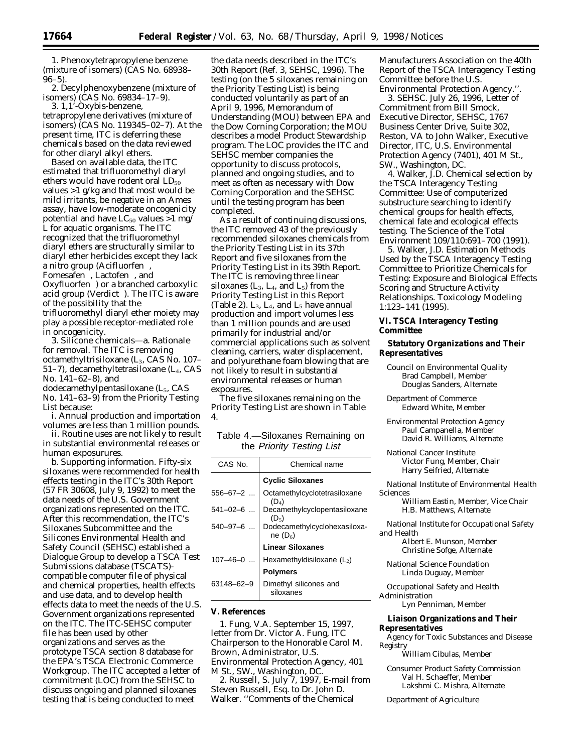1. Phenoxytetrapropylene benzene (mixture of isomers) (CAS No. 68938–96–5).

2. Decylphenoxybenzene (mixture of isomers) (CAS No. 69834–17–9).

3. 1,1'-Oxybis-benzene, tetrapropylene derivatives (mixture of isomers) (CAS No. 119345–02–7). At the present time, ITC is deferring these chemicals based on the data reviewed for other diaryl alkyl ethers.

Based on available data, the ITC estimated that trifluoromethyl diaryl ethers would have rodent oral $LD_{50}$ values >1 g/kg and that most would be mild irritants, be negative in an Ames assay, have low-moderate oncogenicity potential and have $LC_{50}$ values >1 mg/L for aquatic organisms. The ITC recognized that the trifluoromethyl diaryl ethers are structurally similar to diaryl ether herbicides except they lack a nitro group (Acifluorfen, Fomesafen, Lactofen, and Oxyfluorfen) or a branched carboxylic acid group (Verdict). The ITC is aware of the possibility that the trifluoromethyl diaryl ether moiety may play a possible receptor-mediated role in oncogenicity.

3. *Silicone chemicals*—a. *Rationale for removal*. The ITC is removing octamethyltrisiloxane ($L_3$, CAS No. 107–51–7), decamethyltetrasiloxane ($L_4$, CAS No. 141–62–8), and dodecamethylpentasiloxane ($L_5$, CAS No. 141–63–9) from the *Priority Testing List* because:

i. Annual production and importation volumes are less than 1 million pounds.

ii. Routine uses are not likely to result in substantial environmental releases or human exposurures.

b. *Supporting information*. Fifty-six siloxanes were recommended for health effects testing in the ITC's 30th Report (57 FR 30608, July 9, 1992) to meet the data needs of the U.S. Government organizations represented on the ITC. After this recommendation, the ITC's Siloxanes Subcommittee and the Silicones Environmental Health and Safety Council (SEHSC) established a Dialogue Group to develop a TSCA Test Submissions database (TSCATS)-compatible computer file of physical and chemical properties, health effects and use data, and to develop health effects data to meet the needs of the U.S. Government organizations represented on the ITC. The ITC-SEHSC computer file has been used by other organizations and serves as the prototype TSCA section 8 database for the EPA's TSCA Electronic Commerce Workgroup. The ITC accepted a letter of commitment (LOC) from the SEHSC to discuss ongoing and planned siloxanes testing that is being conducted to meet the data needs described in the ITC's 30th Report (Ref. 3, SEHSC, 1996). The testing (on the 5 siloxanes remaining on the *Priority Testing List*) is being conducted voluntarily as part of an April 9, 1996, Memorandum of Understanding (MOU) between EPA and the Dow Corning Corporation; the MOU describes a model Product Stewardship program. The LOC provides the ITC and SEHSC member companies the opportunity to discuss protocols, planned and ongoing studies, and to meet as often as necessary with Dow Corning Corporation and the SEHSC until the testing program has been completed.

As a result of continuing discussions, the ITC removed 43 of the previously recommended siloxanes chemicals from the *Priority Testing List* in its 37th Report and five siloxanes from the *Priority Testing List* in its 39th Report. The ITC is removing three linear siloxanes ($L_3$, $L_4$, and $L_5$) from the *Priority Testing List* in this Report (Table 2). $L_3$, $L_4$, and $L_5$ have annual production and import volumes less than 1 million pounds and are used primarily for industrial and/or commercial applications such as solvent cleaning, carriers, water displacement, and polyurethane foam blowing that are not likely to result in substantial environmental releases or human exposures.

The five siloxanes remaining on the *Priority Testing List* are shown in Table 4.

Table 4.—Siloxanes Remaining on the *Priority Testing List*

| CAS No. | Chemical name |
|---|---|
| | **Cyclic Siloxanes** |
| 556–67–2 ... | Octamethylcyclotetrasiloxane ($D_4$) |
| 541–02–6 ... | Decamethylcyclopentasiloxane ($D_5$) |
| 540–97–6 ... | Dodecamethylcyclohexasiloxane ($D_6$) |
| | **Linear Siloxanes** |
| 107–46–0 ... | Hexamethyldisiloxane ($L_2$) |
| | **Polymers** |
| 63148–62–9 | Dimethyl silicones and siloxanes |

## V. References

1. Fung, V.A. September 15, 1997, letter from Dr. Victor A. Fung, ITC Chairperson to the Honorable Carol M. Brown, Administrator, U.S. Environmental Protection Agency, 401 M St., SW., Washington, DC.

2. Russell, S. July 7, 1997, E-mail from Steven Russell, Esq. to Dr. John D. Walker. ''Comments of the Chemical Manufacturers Association on the 40th Report of the TSCA Interagency Testing Committee before the U.S. Environmental Protection Agency.''.

3. SEHSC. July 26, 1996, Letter of Commitment from Bill Smock, Executive Director, SEHSC, 1767 Business Center Drive, Suite 302, Reston, VA to John Walker, Executive Director, ITC, U.S. Environmental Protection Agency (7401), 401 M St., SW., Washington, DC.

4. Walker, J.D. Chemical selection by the TSCA Interagency Testing Committee: Use of computerized substructure searching to identify chemical groups for health effects, chemical fate and ecological effects testing. The Science of the Total Environment 109/110:691–700 (1991).

5. Walker, J.D. Estimation Methods Used by the TSCA Interagency Testing Committee to Prioritize Chemicals for Testing: Exposure and Biological Effects Scoring and Structure Activity Relationships. Toxicology Modeling 1:123–141 (1995).

## VI. TSCA Interagency Testing Committee

### Statutory Organizations and Their Representatives

Council on Environmental Quality
Brad Campbell, Member
Douglas Sanders, Alternate

Department of Commerce
Edward White, Member

Environmental Protection Agency
Paul Campanella, Member
David R. Williams, Alternate

National Cancer Institute
Victor Fung, Member, Chair
Harry Seifried, Alternate

National Institute of Environmental Health Sciences
William Eastin, Member, Vice Chair
H.B. Matthews, Alternate

National Institute for Occupational Safety and Health
Albert E. Munson, Member
Christine Sofge, Alternate

National Science Foundation
Linda Duguay, Member

Occupational Safety and Health Administration
Lyn Penniman, Member

### Liaison Organizations and Their Representatives

Agency for Toxic Substances and Disease Registry
William Cibulas, Member

Consumer Product Safety Commission
Val H. Schaeffer, Member
Lakshmi C. Mishra, Alternate

Department of Agriculture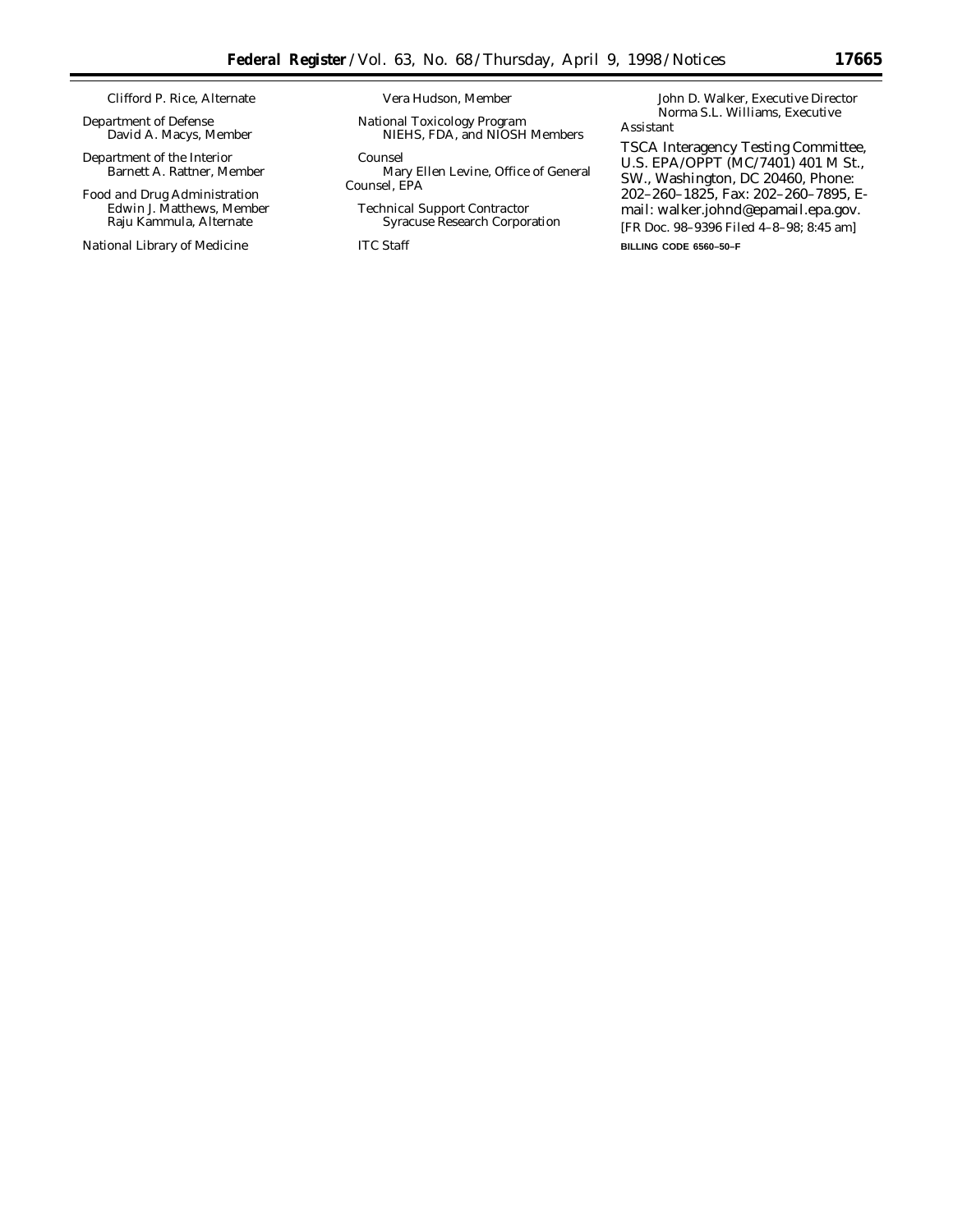Clifford P. Rice, Alternate

Department of Defense
David A. Macys, Member

Department of the Interior
Barnett A. Rattner, Member

Food and Drug Administration
Edwin J. Matthews, Member
Raju Kammula, Alternate

National Library of Medicine
Vera Hudson, Member

National Toxicology Program
NIEHS, FDA, and NIOSH Members

Counsel
Mary Ellen Levine, Office of General Counsel, EPA

Technical Support Contractor
Syracuse Research Corporation

ITC Staff
John D. Walker, Executive Director
Norma S.L. Williams, Executive Assistant

TSCA Interagency Testing Committee, U.S. EPA/OPPT (MC/7401) 401 M St., SW., Washington, DC 20460, Phone: 202–260–1825, Fax: 202–260–7895, E-mail: walker.johnd@epamail.epa.gov.

[FR Doc. 98–9396 Filed 4–8–98; 8:45 am]

BILLING CODE 6560–50–F